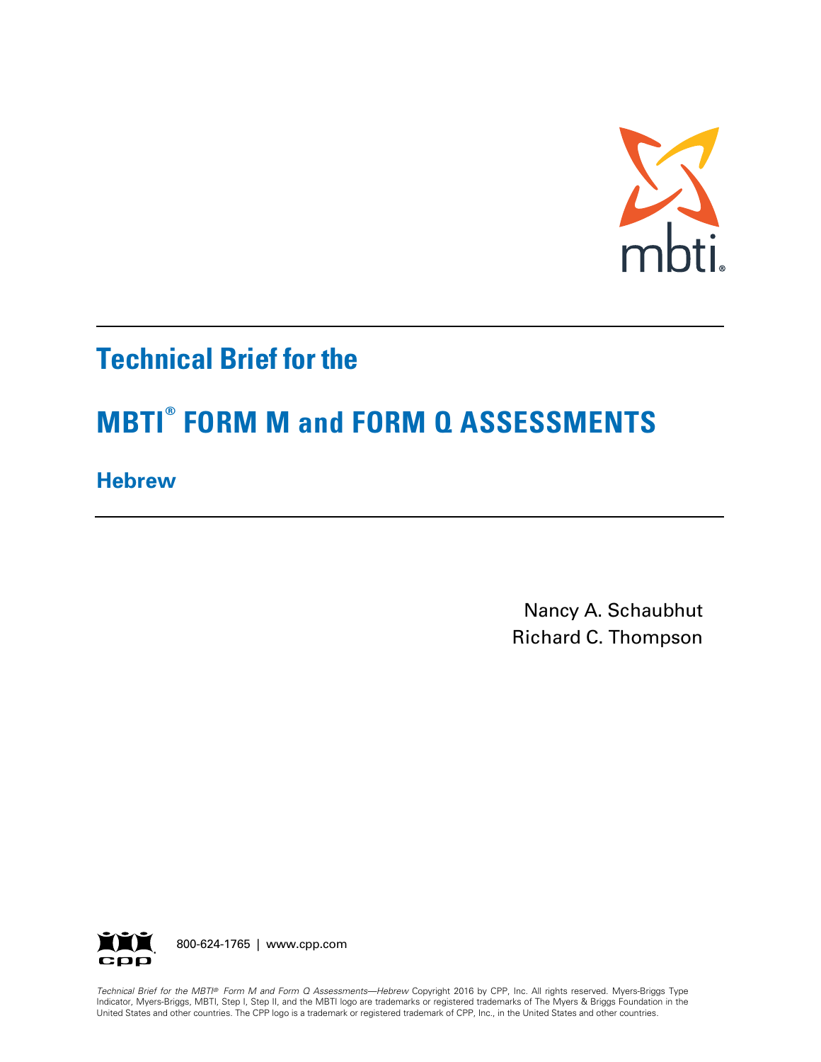mbti®

# Technical Brief for the

# MBTI® FORM M and FORM Q ASSESSMENTS

## Hebrew

Nancy A. Schaubhut
Richard C. Thompson

800-624-1765 | www.cpp.com

*Technical Brief for the MBTI® Form M and Form Q Assessments—Hebrew* Copyright 2016 by CPP, Inc. All rights reserved. Myers-Briggs Type Indicator, Myers-Briggs, MBTI, Step I, Step II, and the MBTI logo are trademarks or registered trademarks of The Myers & Briggs Foundation in the United States and other countries. The CPP logo is a trademark or registered trademark of CPP, Inc., in the United States and other countries.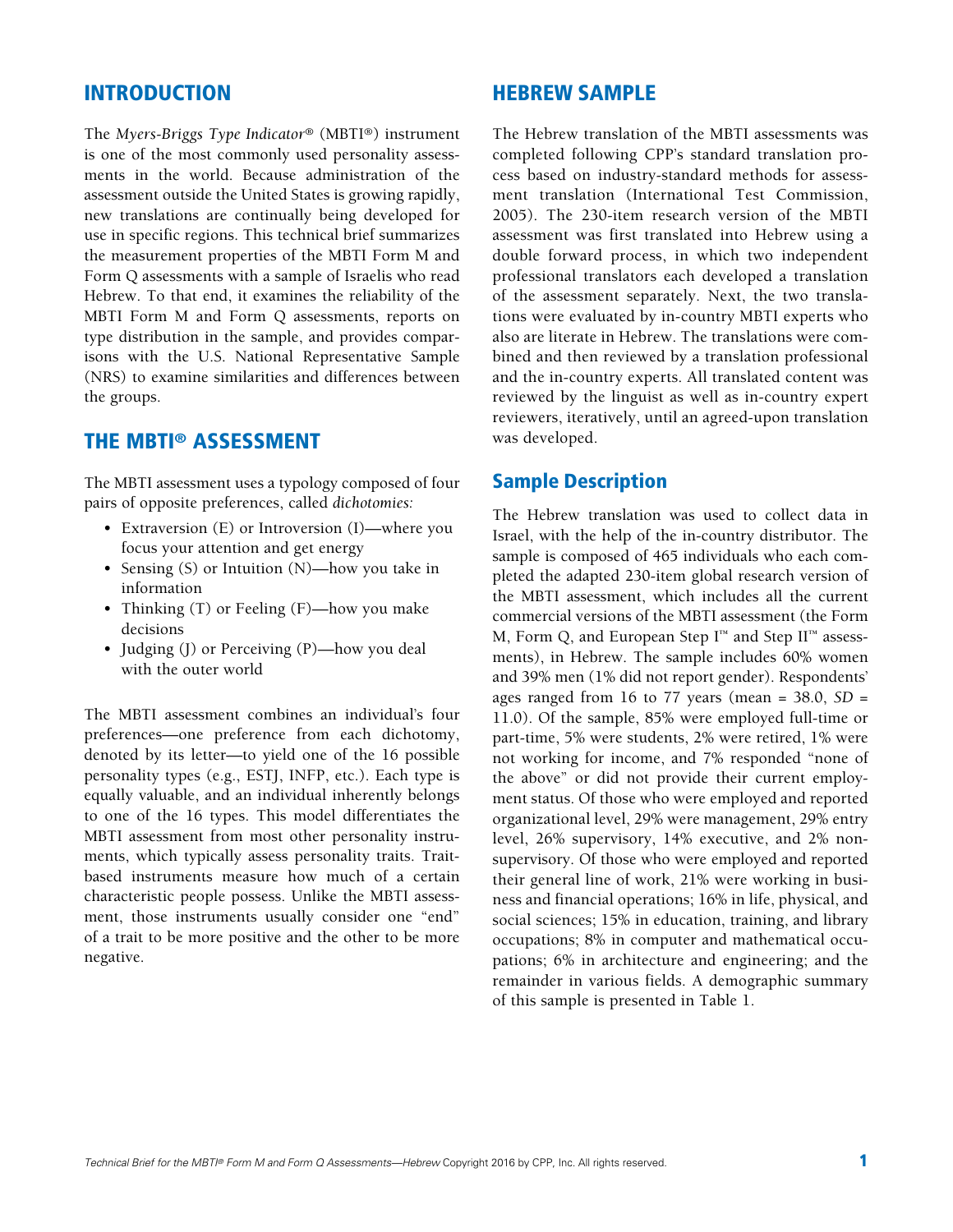## INTRODUCTION

The *Myers-Briggs Type Indicator*® (MBTI®) instrument is one of the most commonly used personality assessments in the world. Because administration of the assessment outside the United States is growing rapidly, new translations are continually being developed for use in specific regions. This technical brief summarizes the measurement properties of the MBTI Form M and Form Q assessments with a sample of Israelis who read Hebrew. To that end, it examines the reliability of the MBTI Form M and Form Q assessments, reports on type distribution in the sample, and provides comparisons with the U.S. National Representative Sample (NRS) to examine similarities and differences between the groups.

## THE MBTI® ASSESSMENT

The MBTI assessment uses a typology composed of four pairs of opposite preferences, called *dichotomies:*

- Extraversion (E) or Introversion (I)—where you focus your attention and get energy
- Sensing (S) or Intuition (N)—how you take in information
- Thinking (T) or Feeling (F)—how you make decisions
- Judging (J) or Perceiving (P)—how you deal with the outer world

The MBTI assessment combines an individual's four preferences—one preference from each dichotomy, denoted by its letter—to yield one of the 16 possible personality types (e.g., ESTJ, INFP, etc.). Each type is equally valuable, and an individual inherently belongs to one of the 16 types. This model differentiates the MBTI assessment from most other personality instruments, which typically assess personality traits. Trait-based instruments measure how much of a certain characteristic people possess. Unlike the MBTI assessment, those instruments usually consider one "end" of a trait to be more positive and the other to be more negative.

## HEBREW SAMPLE

The Hebrew translation of the MBTI assessments was completed following CPP's standard translation process based on industry-standard methods for assessment translation (International Test Commission, 2005). The 230-item research version of the MBTI assessment was first translated into Hebrew using a double forward process, in which two independent professional translators each developed a translation of the assessment separately. Next, the two translations were evaluated by in-country MBTI experts who also are literate in Hebrew. The translations were combined and then reviewed by a translation professional and the in-country experts. All translated content was reviewed by the linguist as well as in-country expert reviewers, iteratively, until an agreed-upon translation was developed.

### Sample Description

The Hebrew translation was used to collect data in Israel, with the help of the in-country distributor. The sample is composed of 465 individuals who each completed the adapted 230-item global research version of the MBTI assessment, which includes all the current commercial versions of the MBTI assessment (the Form M, Form Q, and European Step I™ and Step II™ assessments), in Hebrew. The sample includes 60% women and 39% men (1% did not report gender). Respondents' ages ranged from 16 to 77 years (mean = 38.0, *SD* = 11.0). Of the sample, 85% were employed full-time or part-time, 5% were students, 2% were retired, 1% were not working for income, and 7% responded "none of the above" or did not provide their current employment status. Of those who were employed and reported organizational level, 29% were management, 29% entry level, 26% supervisory, 14% executive, and 2% nonsupervisory. Of those who were employed and reported their general line of work, 21% were working in business and financial operations; 16% in life, physical, and social sciences; 15% in education, training, and library occupations; 8% in computer and mathematical occupations; 6% in architecture and engineering; and the remainder in various fields. A demographic summary of this sample is presented in Table 1.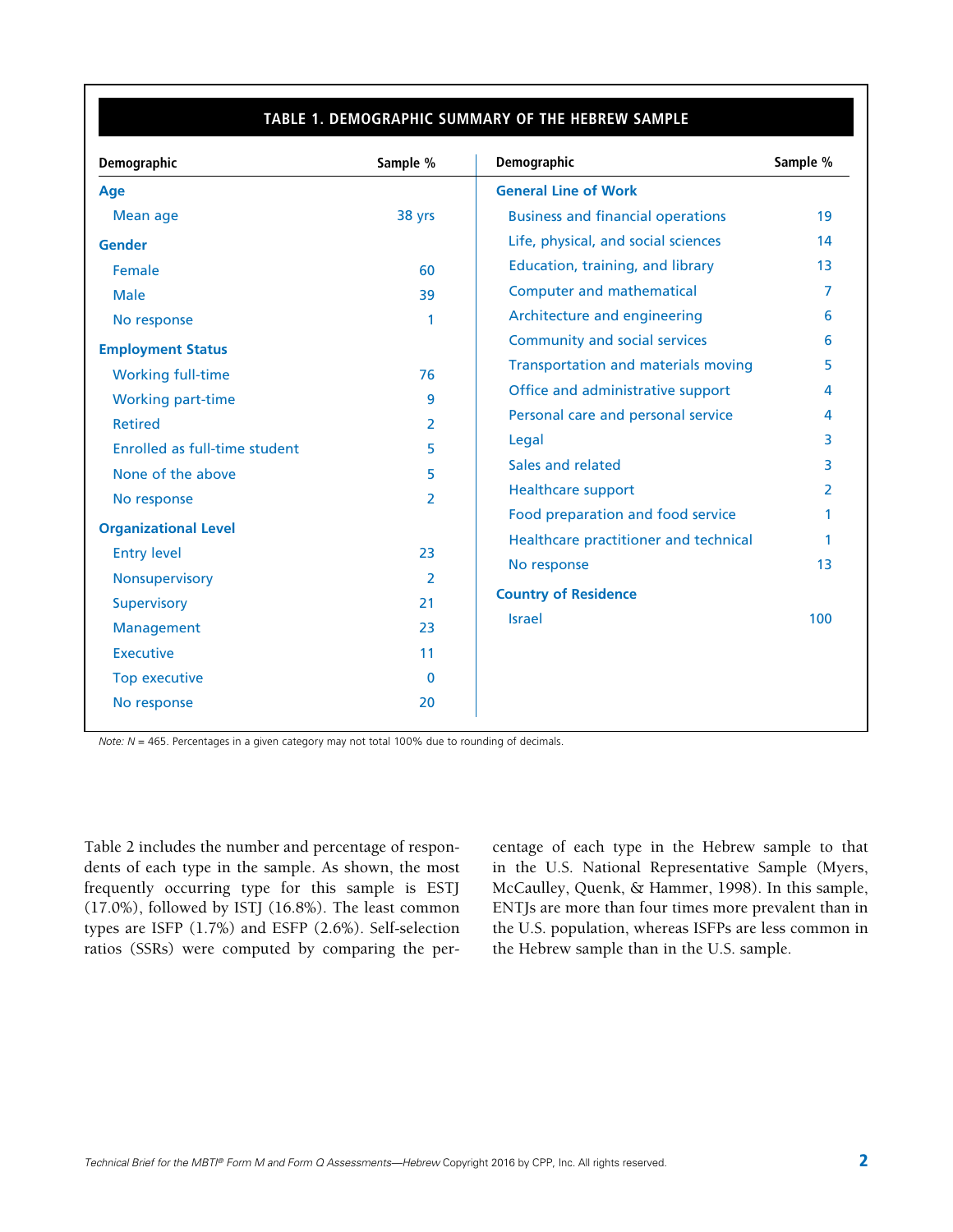**TABLE 1. DEMOGRAPHIC SUMMARY OF THE HEBREW SAMPLE**

| Demographic | Sample % | Demographic | Sample % |
|---|---|---|---|
| **Age** | | **General Line of Work** | |
| Mean age | 38 yrs | Business and financial operations | 19 |
| **Gender** | | Life, physical, and social sciences | 14 |
| Female | 60 | Education, training, and library | 13 |
| Male | 39 | Computer and mathematical | 7 |
| No response | 1 | Architecture and engineering | 6 |
| **Employment Status** | | Community and social services | 6 |
| Working full-time | 76 | Transportation and materials moving | 5 |
| Working part-time | 9 | Office and administrative support | 4 |
| Retired | 2 | Personal care and personal service | 4 |
| Enrolled as full-time student | 5 | Legal | 3 |
| None of the above | 5 | Sales and related | 3 |
| No response | 2 | Healthcare support | 2 |
| **Organizational Level** | | Food preparation and food service | 1 |
| Entry level | 23 | Healthcare practitioner and technical | 1 |
| Nonsupervisory | 2 | No response | 13 |
| Supervisory | 21 | **Country of Residence** | |
| Management | 23 | Israel | 100 |
| Executive | 11 | | |
| Top executive | 0 | | |
| No response | 20 | | |

*Note: N* = 465. Percentages in a given category may not total 100% due to rounding of decimals.

Table 2 includes the number and percentage of respondents of each type in the sample. As shown, the most frequently occurring type for this sample is ESTJ (17.0%), followed by ISTJ (16.8%). The least common types are ISFP (1.7%) and ESFP (2.6%). Self-selection ratios (SSRs) were computed by comparing the percentage of each type in the Hebrew sample to that in the U.S. National Representative Sample (Myers, McCaulley, Quenk, & Hammer, 1998). In this sample, ENTJs are more than four times more prevalent than in the U.S. population, whereas ISFPs are less common in the Hebrew sample than in the U.S. sample.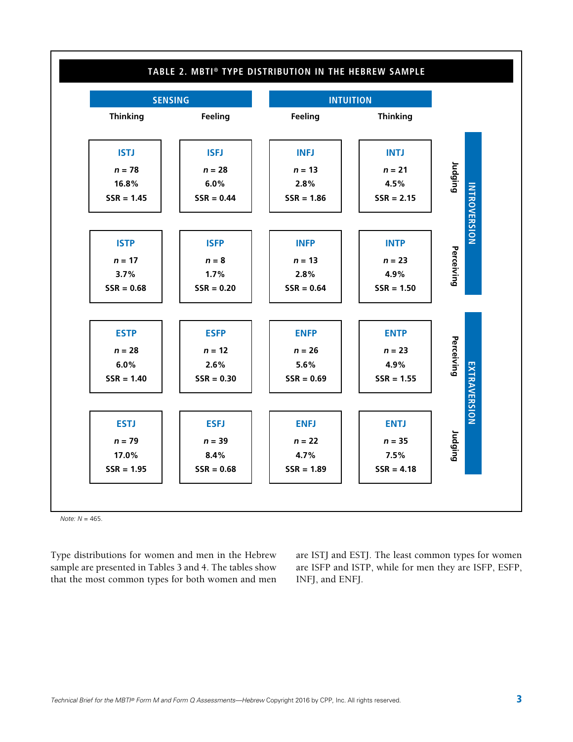**TABLE 2. MBTI® TYPE DISTRIBUTION IN THE HEBREW SAMPLE**

| | SENSING | | INTUITION | | | |
|---|---|---|---|---|---|---|
| | Thinking | Feeling | Feeling | Thinking | | |
| | **ISTJ**<br>*n* = 78<br>16.8%<br>SSR = 1.45 | **ISFJ**<br>*n* = 28<br>6.0%<br>SSR = 0.44 | **INFJ**<br>*n* = 13<br>2.8%<br>SSR = 1.86 | **INTJ**<br>*n* = 21<br>4.5%<br>SSR = 2.15 | Judging | INTROVERSION |
| | **ISTP**<br>*n* = 17<br>3.7%<br>SSR = 0.68 | **ISFP**<br>*n* = 8<br>1.7%<br>SSR = 0.20 | **INFP**<br>*n* = 13<br>2.8%<br>SSR = 0.64 | **INTP**<br>*n* = 23<br>4.9%<br>SSR = 1.50 | Perceiving | INTROVERSION |
| | **ESTP**<br>*n* = 28<br>6.0%<br>SSR = 1.40 | **ESFP**<br>*n* = 12<br>2.6%<br>SSR = 0.30 | **ENFP**<br>*n* = 26<br>5.6%<br>SSR = 0.69 | **ENTP**<br>*n* = 23<br>4.9%<br>SSR = 1.55 | Perceiving | EXTRAVERSION |
| | **ESTJ**<br>*n* = 79<br>17.0%<br>SSR = 1.95 | **ESFJ**<br>*n* = 39<br>8.4%<br>SSR = 0.68 | **ENFJ**<br>*n* = 22<br>4.7%<br>SSR = 1.89 | **ENTJ**<br>*n* = 35<br>7.5%<br>SSR = 4.18 | Judging | EXTRAVERSION |

*Note: N* = 465.

Type distributions for women and men in the Hebrew sample are presented in Tables 3 and 4. The tables show that the most common types for both women and men are ISTJ and ESTJ. The least common types for women are ISFP and ISTP, while for men they are ISFP, ESFP, INFJ, and ENFJ.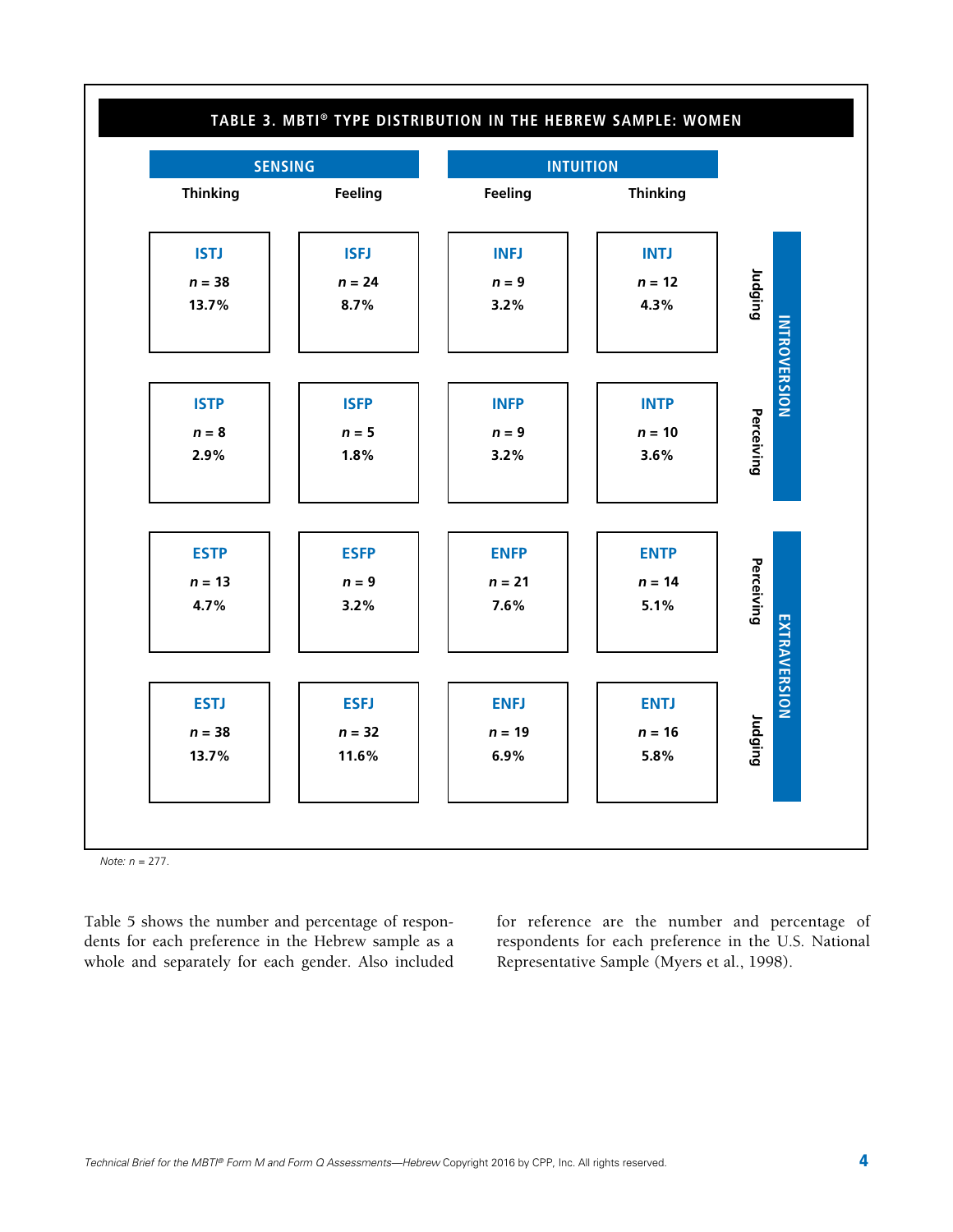**TABLE 3. MBTI® TYPE DISTRIBUTION IN THE HEBREW SAMPLE: WOMEN**

| | Sensing: Thinking | Sensing: Feeling | Intuition: Feeling | Intuition: Thinking | |
|---|---|---|---|---|---|
| **Introversion – Judging** | **ISTJ** *n* = 38, 13.7% | **ISFJ** *n* = 24, 8.7% | **INFJ** *n* = 9, 3.2% | **INTJ** *n* = 12, 4.3% | Judging |
| **Introversion – Perceiving** | **ISTP** *n* = 8, 2.9% | **ISFP** *n* = 5, 1.8% | **INFP** *n* = 9, 3.2% | **INTP** *n* = 10, 3.6% | Perceiving |
| **Extraversion – Perceiving** | **ESTP** *n* = 13, 4.7% | **ESFP** *n* = 9, 3.2% | **ENFP** *n* = 21, 7.6% | **ENTP** *n* = 14, 5.1% | Perceiving |
| **Extraversion – Judging** | **ESTJ** *n* = 38, 13.7% | **ESFJ** *n* = 32, 11.6% | **ENFJ** *n* = 19, 6.9% | **ENTJ** *n* = 16, 5.8% | Judging |

*Note: n* = 277.

Table 5 shows the number and percentage of respondents for each preference in the Hebrew sample as a whole and separately for each gender. Also included for reference are the number and percentage of respondents for each preference in the U.S. National Representative Sample (Myers et al., 1998).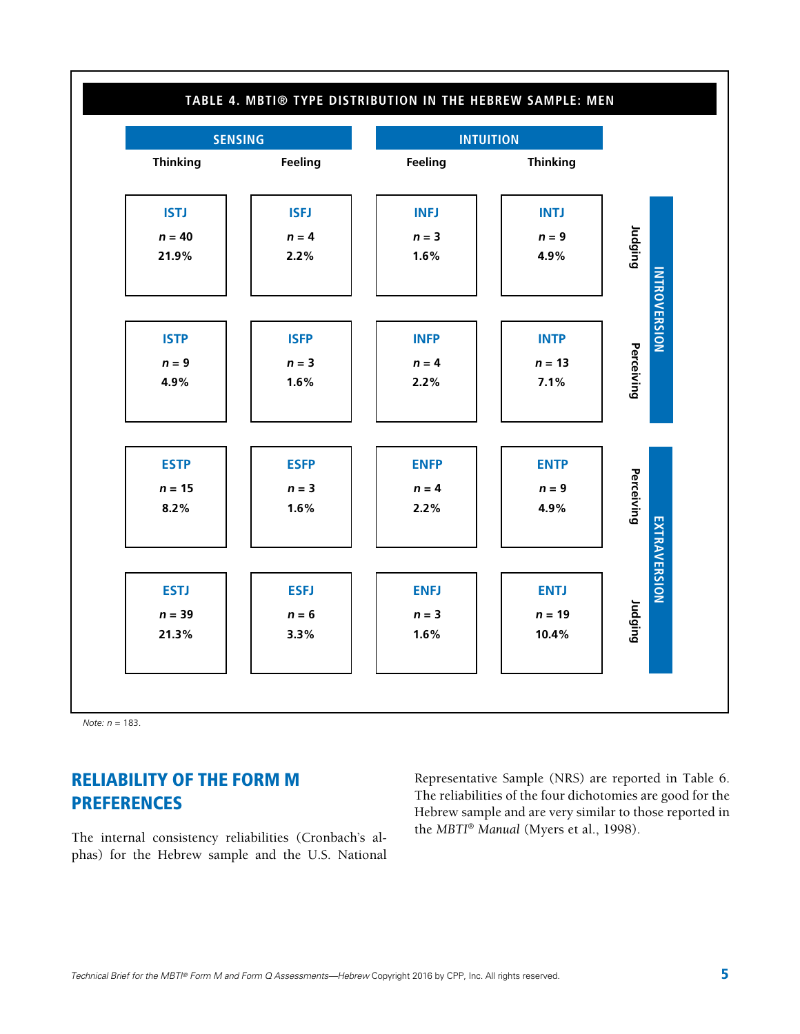**TABLE 4. MBTI® TYPE DISTRIBUTION IN THE HEBREW SAMPLE: MEN**

| | SENSING | | INTUITION | | | |
|---|---|---|---|---|---|---|
| | Thinking | Feeling | Feeling | Thinking | | |
| INTROVERSION | ISTJ<br>*n* = 40<br>21.9% | ISFJ<br>*n* = 4<br>2.2% | INFJ<br>*n* = 3<br>1.6% | INTJ<br>*n* = 9<br>4.9% | Judging | |
| | ISTP<br>*n* = 9<br>4.9% | ISFP<br>*n* = 3<br>1.6% | INFP<br>*n* = 4<br>2.2% | INTP<br>*n* = 13<br>7.1% | Perceiving | |
| EXTRAVERSION | ESTP<br>*n* = 15<br>8.2% | ESFP<br>*n* = 3<br>1.6% | ENFP<br>*n* = 4<br>2.2% | ENTP<br>*n* = 9<br>4.9% | Perceiving | |
| | ESTJ<br>*n* = 39<br>21.3% | ESFJ<br>*n* = 6<br>3.3% | ENFJ<br>*n* = 3<br>1.6% | ENTJ<br>*n* = 19<br>10.4% | Judging | |

*Note: n* = 183.

## RELIABILITY OF THE FORM M PREFERENCES

The internal consistency reliabilities (Cronbach's alphas) for the Hebrew sample and the U.S. National Representative Sample (NRS) are reported in Table 6. The reliabilities of the four dichotomies are good for the Hebrew sample and are very similar to those reported in the *MBTI® Manual* (Myers et al., 1998).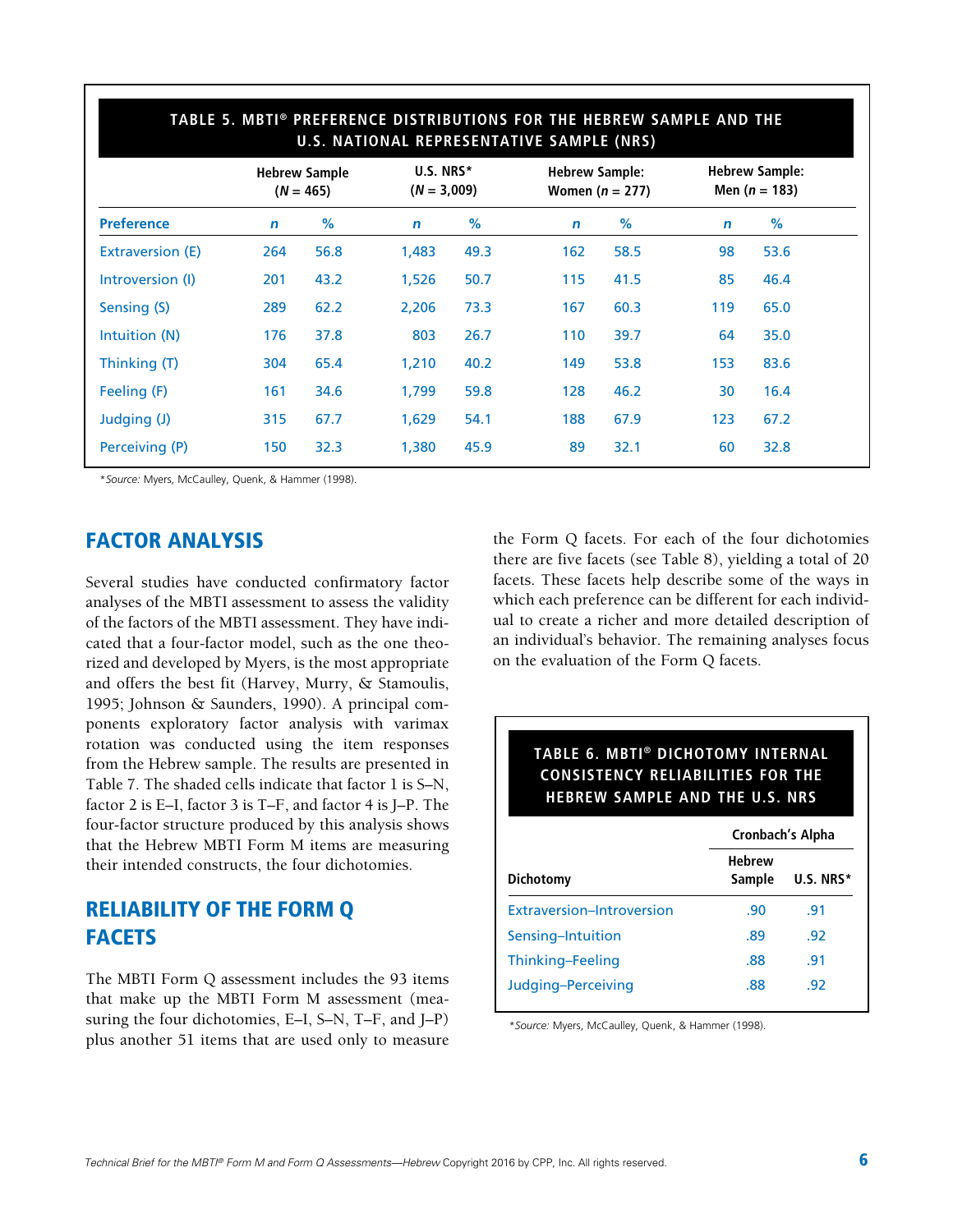**TABLE 5. MBTI® PREFERENCE DISTRIBUTIONS FOR THE HEBREW SAMPLE AND THE U.S. NATIONAL REPRESENTATIVE SAMPLE (NRS)**

| | Hebrew Sample (*N* = 465) | | U.S. NRS* (*N* = 3,009) | | Hebrew Sample: Women (*n* = 277) | | Hebrew Sample: Men (*n* = 183) | |
|---|---|---|---|---|---|---|---|---|
| **Preference** | ***n*** | **%** | ***n*** | **%** | ***n*** | **%** | ***n*** | **%** |
| Extraversion (E) | 264 | 56.8 | 1,483 | 49.3 | 162 | 58.5 | 98 | 53.6 |
| Introversion (I) | 201 | 43.2 | 1,526 | 50.7 | 115 | 41.5 | 85 | 46.4 |
| Sensing (S) | 289 | 62.2 | 2,206 | 73.3 | 167 | 60.3 | 119 | 65.0 |
| Intuition (N) | 176 | 37.8 | 803 | 26.7 | 110 | 39.7 | 64 | 35.0 |
| Thinking (T) | 304 | 65.4 | 1,210 | 40.2 | 149 | 53.8 | 153 | 83.6 |
| Feeling (F) | 161 | 34.6 | 1,799 | 59.8 | 128 | 46.2 | 30 | 16.4 |
| Judging (J) | 315 | 67.7 | 1,629 | 54.1 | 188 | 67.9 | 123 | 67.2 |
| Perceiving (P) | 150 | 32.3 | 1,380 | 45.9 | 89 | 32.1 | 60 | 32.8 |

**Source:* Myers, McCaulley, Quenk, & Hammer (1998).

## FACTOR ANALYSIS

Several studies have conducted confirmatory factor analyses of the MBTI assessment to assess the validity of the factors of the MBTI assessment. They have indicated that a four-factor model, such as the one theorized and developed by Myers, is the most appropriate and offers the best fit (Harvey, Murry, & Stamoulis, 1995; Johnson & Saunders, 1990). A principal components exploratory factor analysis with varimax rotation was conducted using the item responses from the Hebrew sample. The results are presented in Table 7. The shaded cells indicate that factor 1 is S–N, factor 2 is E–I, factor 3 is T–F, and factor 4 is J–P. The four-factor structure produced by this analysis shows that the Hebrew MBTI Form M items are measuring their intended constructs, the four dichotomies.

## RELIABILITY OF THE FORM Q FACETS

The MBTI Form Q assessment includes the 93 items that make up the MBTI Form M assessment (measuring the four dichotomies, E–I, S–N, T–F, and J–P) plus another 51 items that are used only to measure the Form Q facets. For each of the four dichotomies there are five facets (see Table 8), yielding a total of 20 facets. These facets help describe some of the ways in which each preference can be different for each individual to create a richer and more detailed description of an individual's behavior. The remaining analyses focus on the evaluation of the Form Q facets.

**TABLE 6. MBTI® DICHOTOMY INTERNAL CONSISTENCY RELIABILITIES FOR THE HEBREW SAMPLE AND THE U.S. NRS**

| | Cronbach's Alpha | |
|---|---|---|
| **Dichotomy** | **Hebrew Sample** | **U.S. NRS*** |
| Extraversion–Introversion | .90 | .91 |
| Sensing–Intuition | .89 | .92 |
| Thinking–Feeling | .88 | .91 |
| Judging–Perceiving | .88 | .92 |

**Source:* Myers, McCaulley, Quenk, & Hammer (1998).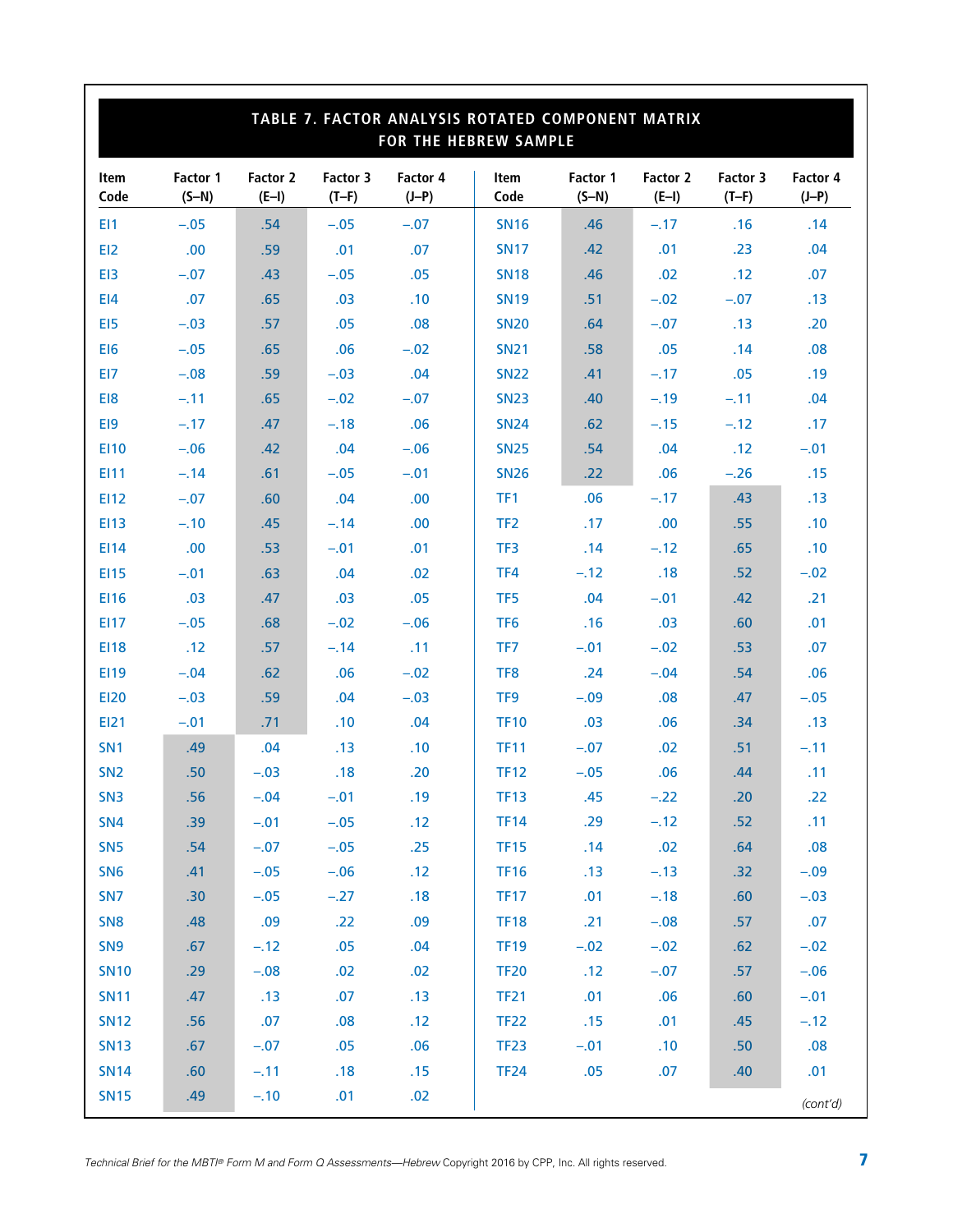## TABLE 7. FACTOR ANALYSIS ROTATED COMPONENT MATRIX FOR THE HEBREW SAMPLE

| Item Code | Factor 1 (S–N) | Factor 2 (E–I) | Factor 3 (T–F) | Factor 4 (J–P) | Item Code | Factor 1 (S–N) | Factor 2 (E–I) | Factor 3 (T–F) | Factor 4 (J–P) |
|---|---|---|---|---|---|---|---|---|---|
| EI1 | –.05 | .54 | –.05 | –.07 | SN16 | .46 | –.17 | .16 | .14 |
| EI2 | .00 | .59 | .01 | .07 | SN17 | .42 | .01 | .23 | .04 |
| EI3 | –.07 | .43 | –.05 | .05 | SN18 | .46 | .02 | .12 | .07 |
| EI4 | .07 | .65 | .03 | .10 | SN19 | .51 | –.02 | –.07 | .13 |
| EI5 | –.03 | .57 | .05 | .08 | SN20 | .64 | –.07 | .13 | .20 |
| EI6 | –.05 | .65 | .06 | –.02 | SN21 | .58 | .05 | .14 | .08 |
| EI7 | –.08 | .59 | –.03 | .04 | SN22 | .41 | –.17 | .05 | .19 |
| EI8 | –.11 | .65 | –.02 | –.07 | SN23 | .40 | –.19 | –.11 | .04 |
| EI9 | –.17 | .47 | –.18 | .06 | SN24 | .62 | –.15 | –.12 | .17 |
| EI10 | –.06 | .42 | .04 | –.06 | SN25 | .54 | .04 | .12 | –.01 |
| EI11 | –.14 | .61 | –.05 | –.01 | SN26 | .22 | .06 | –.26 | .15 |
| EI12 | –.07 | .60 | .04 | .00 | TF1 | .06 | –.17 | .43 | .13 |
| EI13 | –.10 | .45 | –.14 | .00 | TF2 | .17 | .00 | .55 | .10 |
| EI14 | .00 | .53 | –.01 | .01 | TF3 | .14 | –.12 | .65 | .10 |
| EI15 | –.01 | .63 | .04 | .02 | TF4 | –.12 | .18 | .52 | –.02 |
| EI16 | .03 | .47 | .03 | .05 | TF5 | .04 | –.01 | .42 | .21 |
| EI17 | –.05 | .68 | –.02 | –.06 | TF6 | .16 | .03 | .60 | .01 |
| EI18 | .12 | .57 | –.14 | .11 | TF7 | –.01 | –.02 | .53 | .07 |
| EI19 | –.04 | .62 | .06 | –.02 | TF8 | .24 | –.04 | .54 | .06 |
| EI20 | –.03 | .59 | .04 | –.03 | TF9 | –.09 | .08 | .47 | –.05 |
| EI21 | –.01 | .71 | .10 | .04 | TF10 | .03 | .06 | .34 | .13 |
| SN1 | .49 | .04 | .13 | .10 | TF11 | –.07 | .02 | .51 | –.11 |
| SN2 | .50 | –.03 | .18 | .20 | TF12 | –.05 | .06 | .44 | .11 |
| SN3 | .56 | –.04 | –.01 | .19 | TF13 | .45 | –.22 | .20 | .22 |
| SN4 | .39 | –.01 | –.05 | .12 | TF14 | .29 | –.12 | .52 | .11 |
| SN5 | .54 | –.07 | –.05 | .25 | TF15 | .14 | .02 | .64 | .08 |
| SN6 | .41 | –.05 | –.06 | .12 | TF16 | .13 | –.13 | .32 | –.09 |
| SN7 | .30 | –.05 | –.27 | .18 | TF17 | .01 | –.18 | .60 | –.03 |
| SN8 | .48 | .09 | .22 | .09 | TF18 | .21 | –.08 | .57 | .07 |
| SN9 | .67 | –.12 | .05 | .04 | TF19 | –.02 | –.02 | .62 | –.02 |
| SN10 | .29 | –.08 | .02 | .02 | TF20 | .12 | –.07 | .57 | –.06 |
| SN11 | .47 | .13 | .07 | .13 | TF21 | .01 | .06 | .60 | –.01 |
| SN12 | .56 | .07 | .08 | .12 | TF22 | .15 | .01 | .45 | –.12 |
| SN13 | .67 | –.07 | .05 | .06 | TF23 | –.01 | .10 | .50 | .08 |
| SN14 | .60 | –.11 | .18 | .15 | TF24 | .05 | .07 | .40 | .01 |
| SN15 | .49 | –.10 | .01 | .02 | | | | | |

*(cont'd)*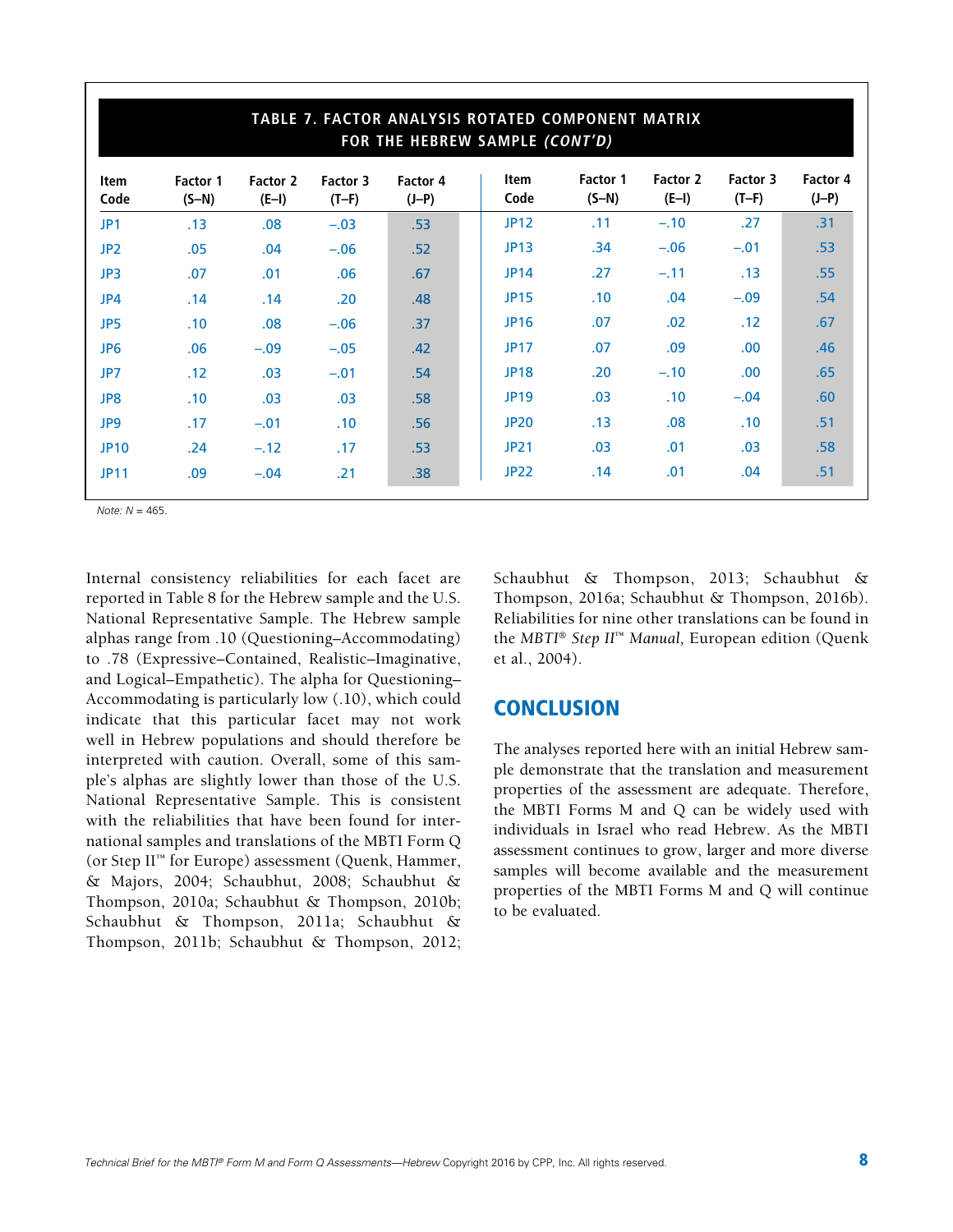**TABLE 7. FACTOR ANALYSIS ROTATED COMPONENT MATRIX FOR THE HEBREW SAMPLE *(CONT'D)***

| Item Code | Factor 1 (S–N) | Factor 2 (E–I) | Factor 3 (T–F) | Factor 4 (J–P) | Item Code | Factor 1 (S–N) | Factor 2 (E–I) | Factor 3 (T–F) | Factor 4 (J–P) |
|---|---|---|---|---|---|---|---|---|---|
| JP1 | .13 | .08 | –.03 | .53 | JP12 | .11 | –.10 | .27 | .31 |
| JP2 | .05 | .04 | –.06 | .52 | JP13 | .34 | –.06 | –.01 | .53 |
| JP3 | .07 | .01 | .06 | .67 | JP14 | .27 | –.11 | .13 | .55 |
| JP4 | .14 | .14 | .20 | .48 | JP15 | .10 | .04 | –.09 | .54 |
| JP5 | .10 | .08 | –.06 | .37 | JP16 | .07 | .02 | .12 | .67 |
| JP6 | .06 | –.09 | –.05 | .42 | JP17 | .07 | .09 | .00 | .46 |
| JP7 | .12 | .03 | –.01 | .54 | JP18 | .20 | –.10 | .00 | .65 |
| JP8 | .10 | .03 | .03 | .58 | JP19 | .03 | .10 | –.04 | .60 |
| JP9 | .17 | –.01 | .10 | .56 | JP20 | .13 | .08 | .10 | .51 |
| JP10 | .24 | –.12 | .17 | .53 | JP21 | .03 | .01 | .03 | .58 |
| JP11 | .09 | –.04 | .21 | .38 | JP22 | .14 | .01 | .04 | .51 |

*Note: N* = 465.

Internal consistency reliabilities for each facet are reported in Table 8 for the Hebrew sample and the U.S. National Representative Sample. The Hebrew sample alphas range from .10 (Questioning–Accommodating) to .78 (Expressive–Contained, Realistic–Imaginative, and Logical–Empathetic). The alpha for Questioning–Accommodating is particularly low (.10), which could indicate that this particular facet may not work well in Hebrew populations and should therefore be interpreted with caution. Overall, some of this sample's alphas are slightly lower than those of the U.S. National Representative Sample. This is consistent with the reliabilities that have been found for international samples and translations of the MBTI Form Q (or Step II™ for Europe) assessment (Quenk, Hammer, & Majors, 2004; Schaubhut, 2008; Schaubhut & Thompson, 2010a; Schaubhut & Thompson, 2010b; Schaubhut & Thompson, 2011a; Schaubhut & Thompson, 2011b; Schaubhut & Thompson, 2012; Schaubhut & Thompson, 2013; Schaubhut & Thompson, 2016a; Schaubhut & Thompson, 2016b). Reliabilities for nine other translations can be found in the *MBTI® Step II™ Manual,* European edition (Quenk et al., 2004).

## CONCLUSION

The analyses reported here with an initial Hebrew sample demonstrate that the translation and measurement properties of the assessment are adequate. Therefore, the MBTI Forms M and Q can be widely used with individuals in Israel who read Hebrew. As the MBTI assessment continues to grow, larger and more diverse samples will become available and the measurement properties of the MBTI Forms M and Q will continue to be evaluated.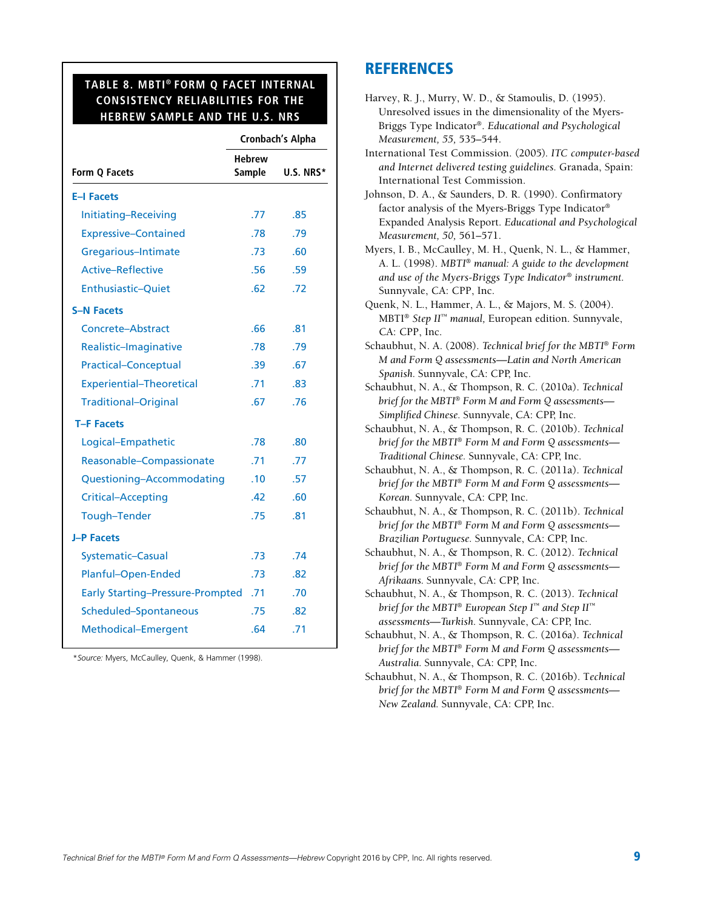### TABLE 8. MBTI® FORM Q FACET INTERNAL CONSISTENCY RELIABILITIES FOR THE HEBREW SAMPLE AND THE U.S. NRS

| | Cronbach's Alpha | |
|---|---|---|
| **Form Q Facets** | **Hebrew Sample** | **U.S. NRS*** |
| **E–I Facets** | | |
| Initiating–Receiving | .77 | .85 |
| Expressive–Contained | .78 | .79 |
| Gregarious–Intimate | .73 | .60 |
| Active–Reflective | .56 | .59 |
| Enthusiastic–Quiet | .62 | .72 |
| **S–N Facets** | | |
| Concrete–Abstract | .66 | .81 |
| Realistic–Imaginative | .78 | .79 |
| Practical–Conceptual | .39 | .67 |
| Experiential–Theoretical | .71 | .83 |
| Traditional–Original | .67 | .76 |
| **T–F Facets** | | |
| Logical–Empathetic | .78 | .80 |
| Reasonable–Compassionate | .71 | .77 |
| Questioning–Accommodating | .10 | .57 |
| Critical–Accepting | .42 | .60 |
| Tough–Tender | .75 | .81 |
| **J–P Facets** | | |
| Systematic–Casual | .73 | .74 |
| Planful–Open-Ended | .73 | .82 |
| Early Starting–Pressure-Prompted | .71 | .70 |
| Scheduled–Spontaneous | .75 | .82 |
| Methodical–Emergent | .64 | .71 |

**Source:* Myers, McCaulley, Quenk, & Hammer (1998).

## REFERENCES

Harvey, R. J., Murry, W. D., & Stamoulis, D. (1995). Unresolved issues in the dimensionality of the Myers-Briggs Type Indicator®. *Educational and Psychological Measurement, 55,* 535–544.

International Test Commission. (2005). *ITC computer-based and Internet delivered testing guidelines.* Granada, Spain: International Test Commission.

Johnson, D. A., & Saunders, D. R. (1990). Confirmatory factor analysis of the Myers-Briggs Type Indicator® Expanded Analysis Report. *Educational and Psychological Measurement, 50,* 561–571.

Myers, I. B., McCaulley, M. H., Quenk, N. L., & Hammer, A. L. (1998). *MBTI® manual: A guide to the development and use of the Myers-Briggs Type Indicator® instrument.* Sunnyvale, CA: CPP, Inc.

Quenk, N. L., Hammer, A. L., & Majors, M. S. (2004). MBTI® *Step II™ manual,* European edition. Sunnyvale, CA: CPP, Inc.

Schaubhut, N. A. (2008). *Technical brief for the MBTI® Form M and Form Q assessments—Latin and North American Spanish.* Sunnyvale, CA: CPP, Inc.

Schaubhut, N. A., & Thompson, R. C. (2010a). *Technical brief for the MBTI® Form M and Form Q assessments—Simplified Chinese.* Sunnyvale, CA: CPP, Inc.

Schaubhut, N. A., & Thompson, R. C. (2010b). *Technical brief for the MBTI® Form M and Form Q assessments—Traditional Chinese.* Sunnyvale, CA: CPP, Inc.

Schaubhut, N. A., & Thompson, R. C. (2011a). *Technical brief for the MBTI® Form M and Form Q assessments—Korean.* Sunnyvale, CA: CPP, Inc.

Schaubhut, N. A., & Thompson, R. C. (2011b). *Technical brief for the MBTI® Form M and Form Q assessments—Brazilian Portuguese.* Sunnyvale, CA: CPP, Inc.

Schaubhut, N. A., & Thompson, R. C. (2012). *Technical brief for the MBTI® Form M and Form Q assessments—Afrikaans.* Sunnyvale, CA: CPP, Inc.

Schaubhut, N. A., & Thompson, R. C. (2013). *Technical brief for the MBTI® European Step I™ and Step II™ assessments—Turkish.* Sunnyvale, CA: CPP, Inc.

Schaubhut, N. A., & Thompson, R. C. (2016a). *Technical brief for the MBTI® Form M and Form Q assessments—Australia.* Sunnyvale, CA: CPP, Inc.

Schaubhut, N. A., & Thompson, R. C. (2016b). *Technical brief for the MBTI® Form M and Form Q assessments—New Zealand.* Sunnyvale, CA: CPP, Inc.